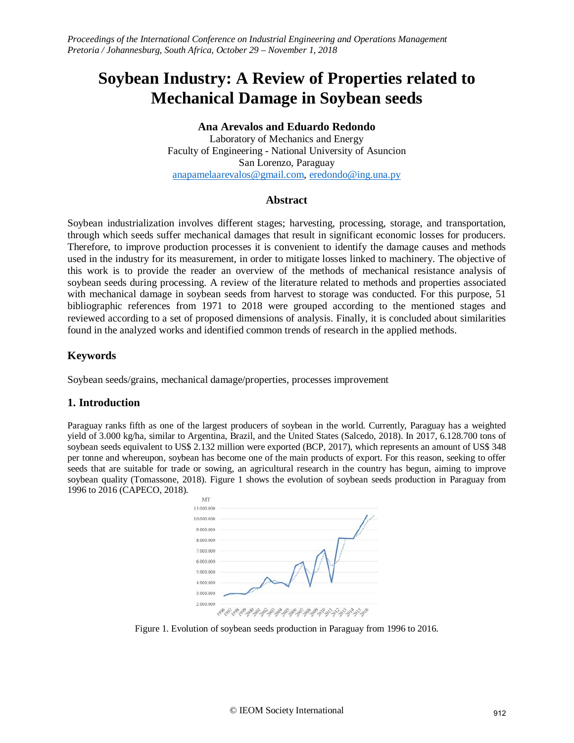# Soybean Industry: A Review of Properties related to Mechanical Damage in Soybean seeds

**Ana Arevalos and Eduardo Redondo**

Laboratory of Mechanics and Energy
Faculty of Engineering - National University of Asuncion
San Lorenzo, Paraguay
anapamelaarevalos@gmail.com, eredondo@ing.una.py

## Abstract

Soybean industrialization involves different stages; harvesting, processing, storage, and transportation, through which seeds suffer mechanical damages that result in significant economic losses for producers. Therefore, to improve production processes it is convenient to identify the damage causes and methods used in the industry for its measurement, in order to mitigate losses linked to machinery. The objective of this work is to provide the reader an overview of the methods of mechanical resistance analysis of soybean seeds during processing. A review of the literature related to methods and properties associated with mechanical damage in soybean seeds from harvest to storage was conducted. For this purpose, 51 bibliographic references from 1971 to 2018 were grouped according to the mentioned stages and reviewed according to a set of proposed dimensions of analysis. Finally, it is concluded about similarities found in the analyzed works and identified common trends of research in the applied methods.

## Keywords

Soybean seeds/grains, mechanical damage/properties, processes improvement

## 1. Introduction

Paraguay ranks fifth as one of the largest producers of soybean in the world. Currently, Paraguay has a weighted yield of 3.000 kg/ha, similar to Argentina, Brazil, and the United States (Salcedo, 2018). In 2017, 6.128.700 tons of soybean seeds equivalent to US$ 2.132 million were exported (BCP, 2017), which represents an amount of US$ 348 per tonne and whereupon, soybean has become one of the main products of export. For this reason, seeking to offer seeds that are suitable for trade or sowing, an agricultural research in the country has begun, aiming to improve soybean quality (Tomassone, 2018). Figure 1 shows the evolution of soybean seeds production in Paraguay from 1996 to 2016 (CAPECO, 2018).

Figure 1. Evolution of soybean seeds production in Paraguay from 1996 to 2016.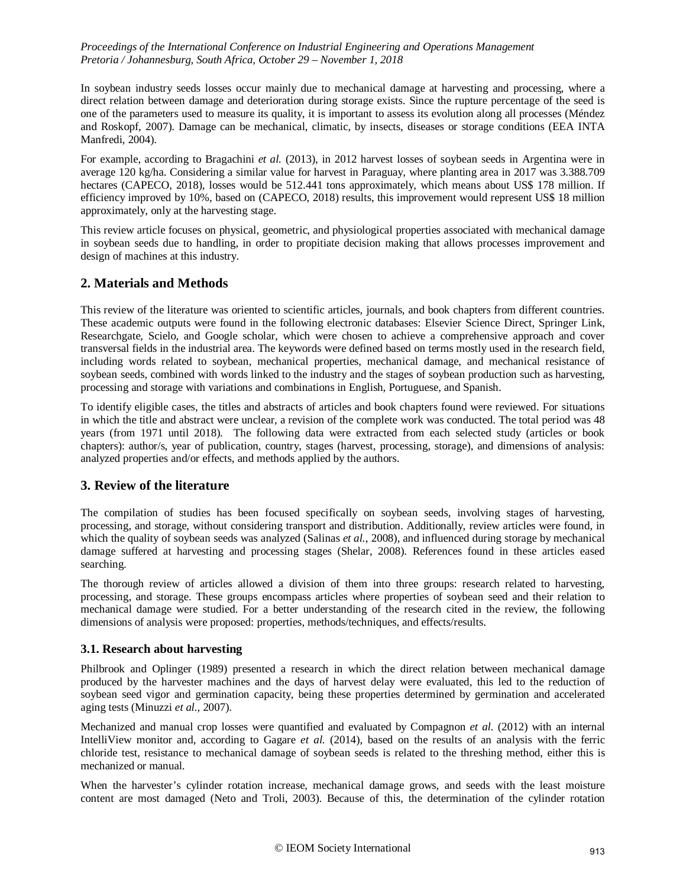In soybean industry seeds losses occur mainly due to mechanical damage at harvesting and processing, where a direct relation between damage and deterioration during storage exists. Since the rupture percentage of the seed is one of the parameters used to measure its quality, it is important to assess its evolution along all processes (Méndez and Roskopf, 2007). Damage can be mechanical, climatic, by insects, diseases or storage conditions (EEA INTA Manfredi, 2004).

For example, according to Bragachini *et al.* (2013), in 2012 harvest losses of soybean seeds in Argentina were in average 120 kg/ha. Considering a similar value for harvest in Paraguay, where planting area in 2017 was 3.388.709 hectares (CAPECO, 2018), losses would be 512.441 tons approximately, which means about US$ 178 million. If efficiency improved by 10%, based on (CAPECO, 2018) results, this improvement would represent US$ 18 million approximately, only at the harvesting stage.

This review article focuses on physical, geometric, and physiological properties associated with mechanical damage in soybean seeds due to handling, in order to propitiate decision making that allows processes improvement and design of machines at this industry.

## 2. Materials and Methods

This review of the literature was oriented to scientific articles, journals, and book chapters from different countries. These academic outputs were found in the following electronic databases: Elsevier Science Direct, Springer Link, Researchgate, Scielo, and Google scholar, which were chosen to achieve a comprehensive approach and cover transversal fields in the industrial area. The keywords were defined based on terms mostly used in the research field, including words related to soybean, mechanical properties, mechanical damage, and mechanical resistance of soybean seeds, combined with words linked to the industry and the stages of soybean production such as harvesting, processing and storage with variations and combinations in English, Portuguese, and Spanish.

To identify eligible cases, the titles and abstracts of articles and book chapters found were reviewed. For situations in which the title and abstract were unclear, a revision of the complete work was conducted. The total period was 48 years (from 1971 until 2018). The following data were extracted from each selected study (articles or book chapters): author/s, year of publication, country, stages (harvest, processing, storage), and dimensions of analysis: analyzed properties and/or effects, and methods applied by the authors.

## 3. Review of the literature

The compilation of studies has been focused specifically on soybean seeds, involving stages of harvesting, processing, and storage, without considering transport and distribution. Additionally, review articles were found, in which the quality of soybean seeds was analyzed (Salinas *et al.*, 2008), and influenced during storage by mechanical damage suffered at harvesting and processing stages (Shelar, 2008). References found in these articles eased searching.

The thorough review of articles allowed a division of them into three groups: research related to harvesting, processing, and storage. These groups encompass articles where properties of soybean seed and their relation to mechanical damage were studied. For a better understanding of the research cited in the review, the following dimensions of analysis were proposed: properties, methods/techniques, and effects/results.

### 3.1. Research about harvesting

Philbrook and Oplinger (1989) presented a research in which the direct relation between mechanical damage produced by the harvester machines and the days of harvest delay were evaluated, this led to the reduction of soybean seed vigor and germination capacity, being these properties determined by germination and accelerated aging tests (Minuzzi *et al.*, 2007).

Mechanized and manual crop losses were quantified and evaluated by Compagnon *et al.* (2012) with an internal IntelliView monitor and, according to Gagare *et al.* (2014), based on the results of an analysis with the ferric chloride test, resistance to mechanical damage of soybean seeds is related to the threshing method, either this is mechanized or manual.

When the harvester's cylinder rotation increase, mechanical damage grows, and seeds with the least moisture content are most damaged (Neto and Troli, 2003). Because of this, the determination of the cylinder rotation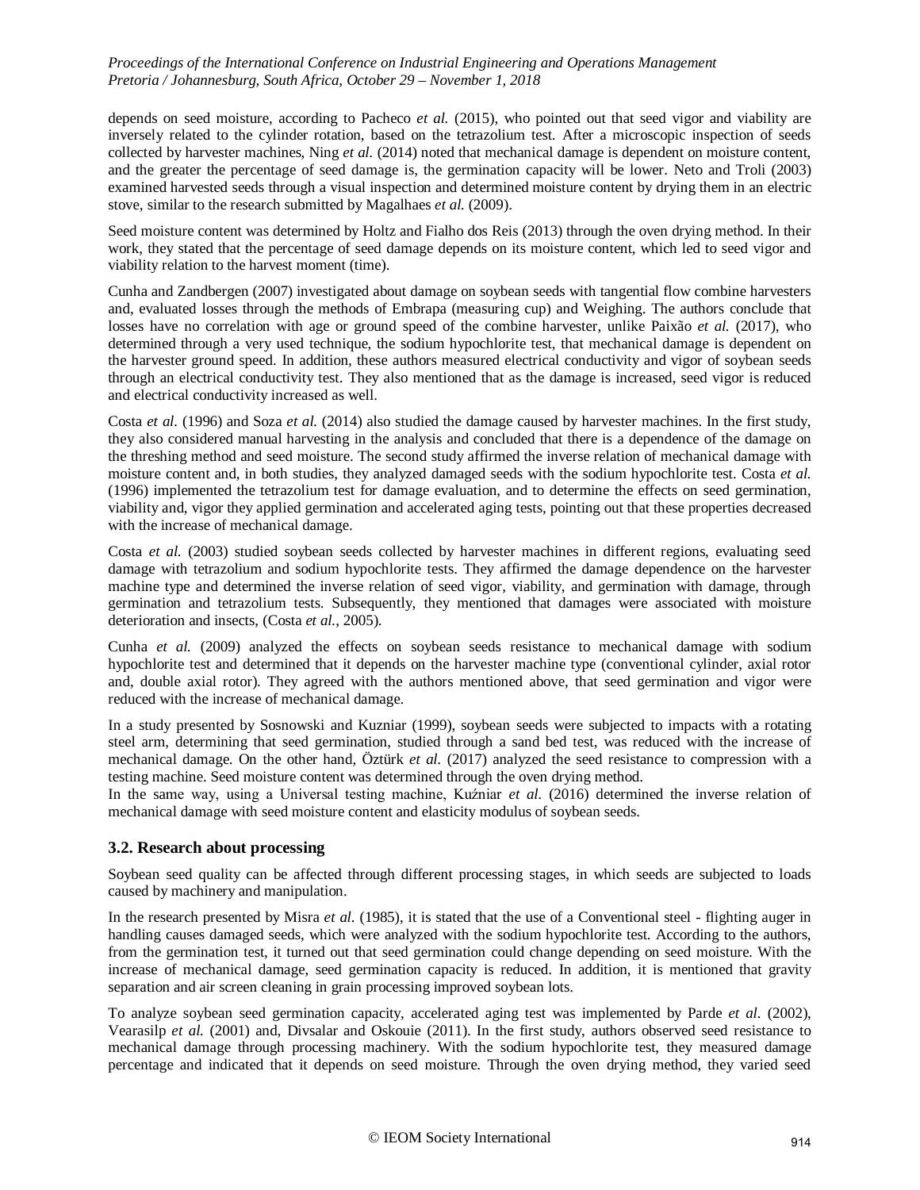depends on seed moisture, according to Pacheco *et al.* (2015), who pointed out that seed vigor and viability are inversely related to the cylinder rotation, based on the tetrazolium test. After a microscopic inspection of seeds collected by harvester machines, Ning *et al.* (2014) noted that mechanical damage is dependent on moisture content, and the greater the percentage of seed damage is, the germination capacity will be lower. Neto and Troli (2003) examined harvested seeds through a visual inspection and determined moisture content by drying them in an electric stove, similar to the research submitted by Magalhaes *et al.* (2009).

Seed moisture content was determined by Holtz and Fialho dos Reis (2013) through the oven drying method. In their work, they stated that the percentage of seed damage depends on its moisture content, which led to seed vigor and viability relation to the harvest moment (time).

Cunha and Zandbergen (2007) investigated about damage on soybean seeds with tangential flow combine harvesters and, evaluated losses through the methods of Embrapa (measuring cup) and Weighing. The authors conclude that losses have no correlation with age or ground speed of the combine harvester, unlike Paixão *et al.* (2017), who determined through a very used technique, the sodium hypochlorite test, that mechanical damage is dependent on the harvester ground speed. In addition, these authors measured electrical conductivity and vigor of soybean seeds through an electrical conductivity test. They also mentioned that as the damage is increased, seed vigor is reduced and electrical conductivity increased as well.

Costa *et al.* (1996) and Soza *et al.* (2014) also studied the damage caused by harvester machines. In the first study, they also considered manual harvesting in the analysis and concluded that there is a dependence of the damage on the threshing method and seed moisture. The second study affirmed the inverse relation of mechanical damage with moisture content and, in both studies, they analyzed damaged seeds with the sodium hypochlorite test. Costa *et al.* (1996) implemented the tetrazolium test for damage evaluation, and to determine the effects on seed germination, viability and, vigor they applied germination and accelerated aging tests, pointing out that these properties decreased with the increase of mechanical damage.

Costa *et al.* (2003) studied soybean seeds collected by harvester machines in different regions, evaluating seed damage with tetrazolium and sodium hypochlorite tests. They affirmed the damage dependence on the harvester machine type and determined the inverse relation of seed vigor, viability, and germination with damage, through germination and tetrazolium tests. Subsequently, they mentioned that damages were associated with moisture deterioration and insects, (Costa *et al.*, 2005).

Cunha *et al.* (2009) analyzed the effects on soybean seeds resistance to mechanical damage with sodium hypochlorite test and determined that it depends on the harvester machine type (conventional cylinder, axial rotor and, double axial rotor). They agreed with the authors mentioned above, that seed germination and vigor were reduced with the increase of mechanical damage.

In a study presented by Sosnowski and Kuzniar (1999), soybean seeds were subjected to impacts with a rotating steel arm, determining that seed germination, studied through a sand bed test, was reduced with the increase of mechanical damage. On the other hand, Öztürk *et al.* (2017) analyzed the seed resistance to compression with a testing machine. Seed moisture content was determined through the oven drying method.

In the same way, using a Universal testing machine, Kuźniar *et al.* (2016) determined the inverse relation of mechanical damage with seed moisture content and elasticity modulus of soybean seeds.

### 3.2. Research about processing

Soybean seed quality can be affected through different processing stages, in which seeds are subjected to loads caused by machinery and manipulation.

In the research presented by Misra *et al.* (1985), it is stated that the use of a Conventional steel - flighting auger in handling causes damaged seeds, which were analyzed with the sodium hypochlorite test. According to the authors, from the germination test, it turned out that seed germination could change depending on seed moisture. With the increase of mechanical damage, seed germination capacity is reduced. In addition, it is mentioned that gravity separation and air screen cleaning in grain processing improved soybean lots.

To analyze soybean seed germination capacity, accelerated aging test was implemented by Parde *et al.* (2002), Vearasilp *et al.* (2001) and, Divsalar and Oskouie (2011). In the first study, authors observed seed resistance to mechanical damage through processing machinery. With the sodium hypochlorite test, they measured damage percentage and indicated that it depends on seed moisture. Through the oven drying method, they varied seed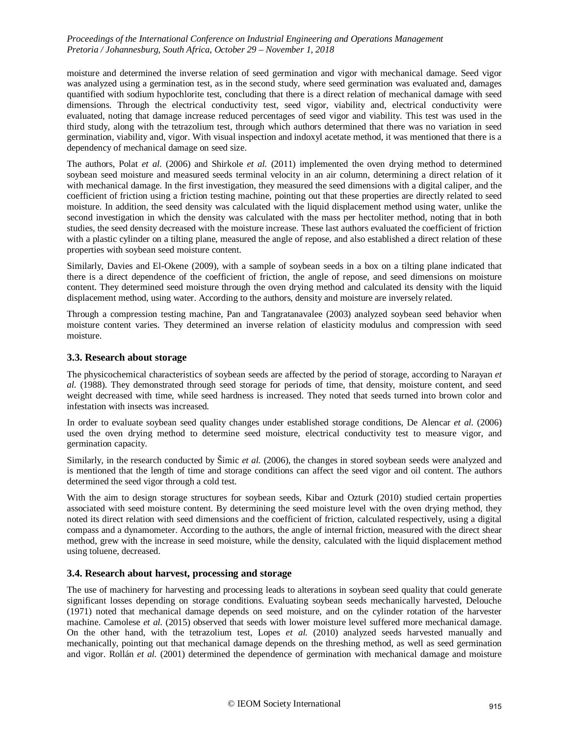moisture and determined the inverse relation of seed germination and vigor with mechanical damage. Seed vigor was analyzed using a germination test, as in the second study, where seed germination was evaluated and, damages quantified with sodium hypochlorite test, concluding that there is a direct relation of mechanical damage with seed dimensions. Through the electrical conductivity test, seed vigor, viability and, electrical conductivity were evaluated, noting that damage increase reduced percentages of seed vigor and viability. This test was used in the third study, along with the tetrazolium test, through which authors determined that there was no variation in seed germination, viability and, vigor. With visual inspection and indoxyl acetate method, it was mentioned that there is a dependency of mechanical damage on seed size.

The authors, Polat *et al.* (2006) and Shirkole *et al.* (2011) implemented the oven drying method to determined soybean seed moisture and measured seeds terminal velocity in an air column, determining a direct relation of it with mechanical damage. In the first investigation, they measured the seed dimensions with a digital caliper, and the coefficient of friction using a friction testing machine, pointing out that these properties are directly related to seed moisture. In addition, the seed density was calculated with the liquid displacement method using water, unlike the second investigation in which the density was calculated with the mass per hectoliter method, noting that in both studies, the seed density decreased with the moisture increase. These last authors evaluated the coefficient of friction with a plastic cylinder on a tilting plane, measured the angle of repose, and also established a direct relation of these properties with soybean seed moisture content.

Similarly, Davies and El-Okene (2009), with a sample of soybean seeds in a box on a tilting plane indicated that there is a direct dependence of the coefficient of friction, the angle of repose, and seed dimensions on moisture content. They determined seed moisture through the oven drying method and calculated its density with the liquid displacement method, using water. According to the authors, density and moisture are inversely related.

Through a compression testing machine, Pan and Tangratanavalee (2003) analyzed soybean seed behavior when moisture content varies. They determined an inverse relation of elasticity modulus and compression with seed moisture.

### 3.3. Research about storage

The physicochemical characteristics of soybean seeds are affected by the period of storage, according to Narayan *et al.* (1988). They demonstrated through seed storage for periods of time, that density, moisture content, and seed weight decreased with time, while seed hardness is increased. They noted that seeds turned into brown color and infestation with insects was increased.

In order to evaluate soybean seed quality changes under established storage conditions, De Alencar *et al.* (2006) used the oven drying method to determine seed moisture, electrical conductivity test to measure vigor, and germination capacity.

Similarly, in the research conducted by Šimic *et al.* (2006), the changes in stored soybean seeds were analyzed and is mentioned that the length of time and storage conditions can affect the seed vigor and oil content. The authors determined the seed vigor through a cold test.

With the aim to design storage structures for soybean seeds, Kibar and Ozturk (2010) studied certain properties associated with seed moisture content. By determining the seed moisture level with the oven drying method, they noted its direct relation with seed dimensions and the coefficient of friction, calculated respectively, using a digital compass and a dynamometer. According to the authors, the angle of internal friction, measured with the direct shear method, grew with the increase in seed moisture, while the density, calculated with the liquid displacement method using toluene, decreased.

### 3.4. Research about harvest, processing and storage

The use of machinery for harvesting and processing leads to alterations in soybean seed quality that could generate significant losses depending on storage conditions. Evaluating soybean seeds mechanically harvested, Delouche (1971) noted that mechanical damage depends on seed moisture, and on the cylinder rotation of the harvester machine. Camolese *et al.* (2015) observed that seeds with lower moisture level suffered more mechanical damage. On the other hand, with the tetrazolium test, Lopes *et al.* (2010) analyzed seeds harvested manually and mechanically, pointing out that mechanical damage depends on the threshing method, as well as seed germination and vigor. Rollán *et al.* (2001) determined the dependence of germination with mechanical damage and moisture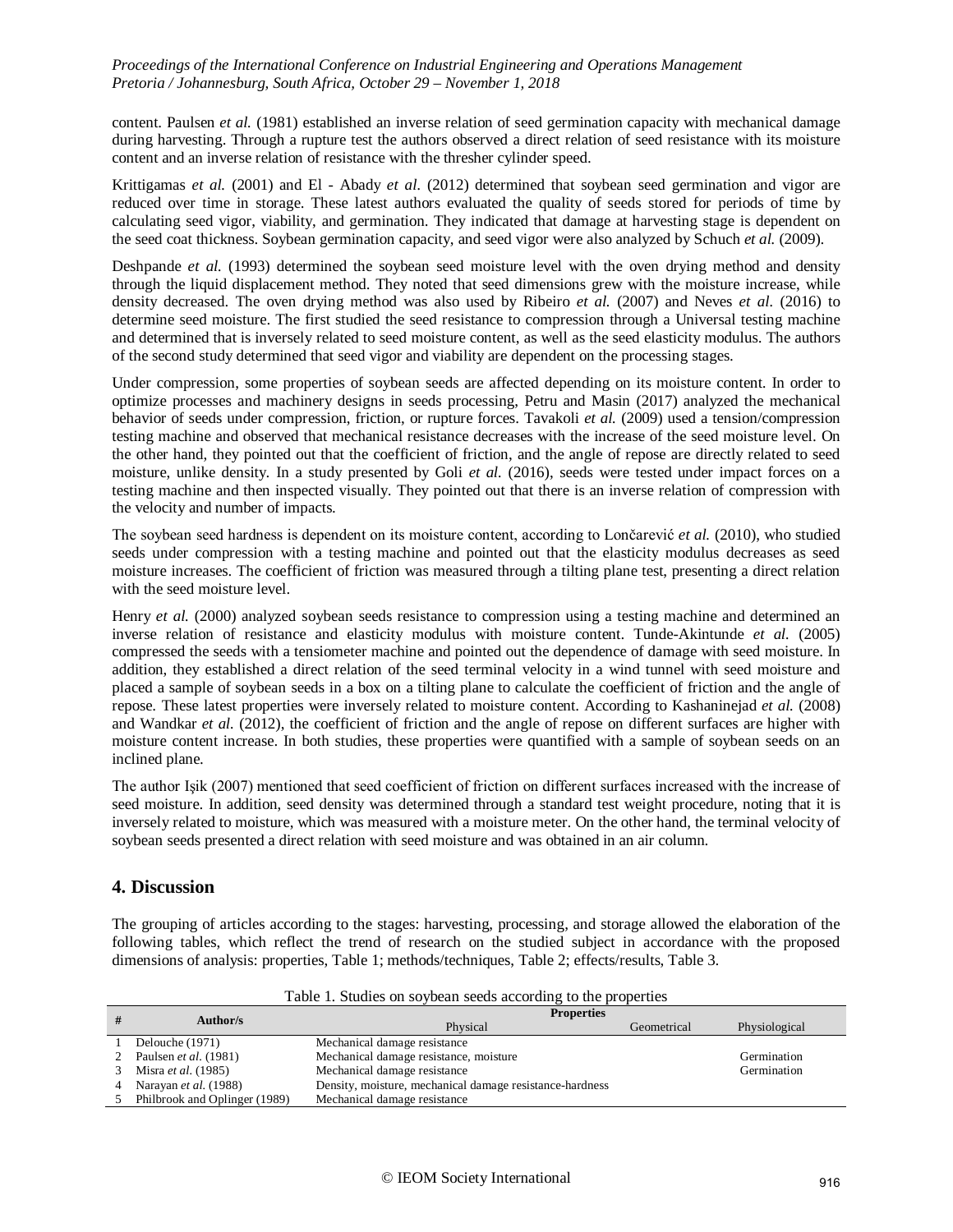content. Paulsen *et al.* (1981) established an inverse relation of seed germination capacity with mechanical damage during harvesting. Through a rupture test the authors observed a direct relation of seed resistance with its moisture content and an inverse relation of resistance with the thresher cylinder speed.

Krittigamas *et al.* (2001) and El - Abady *et al.* (2012) determined that soybean seed germination and vigor are reduced over time in storage. These latest authors evaluated the quality of seeds stored for periods of time by calculating seed vigor, viability, and germination. They indicated that damage at harvesting stage is dependent on the seed coat thickness. Soybean germination capacity, and seed vigor were also analyzed by Schuch *et al.* (2009).

Deshpande *et al.* (1993) determined the soybean seed moisture level with the oven drying method and density through the liquid displacement method. They noted that seed dimensions grew with the moisture increase, while density decreased. The oven drying method was also used by Ribeiro *et al.* (2007) and Neves *et al.* (2016) to determine seed moisture. The first studied the seed resistance to compression through a Universal testing machine and determined that is inversely related to seed moisture content, as well as the seed elasticity modulus. The authors of the second study determined that seed vigor and viability are dependent on the processing stages.

Under compression, some properties of soybean seeds are affected depending on its moisture content. In order to optimize processes and machinery designs in seeds processing, Petru and Masin (2017) analyzed the mechanical behavior of seeds under compression, friction, or rupture forces. Tavakoli *et al.* (2009) used a tension/compression testing machine and observed that mechanical resistance decreases with the increase of the seed moisture level. On the other hand, they pointed out that the coefficient of friction, and the angle of repose are directly related to seed moisture, unlike density. In a study presented by Goli *et al.* (2016), seeds were tested under impact forces on a testing machine and then inspected visually. They pointed out that there is an inverse relation of compression with the velocity and number of impacts.

The soybean seed hardness is dependent on its moisture content, according to Lončarević *et al.* (2010), who studied seeds under compression with a testing machine and pointed out that the elasticity modulus decreases as seed moisture increases. The coefficient of friction was measured through a tilting plane test, presenting a direct relation with the seed moisture level.

Henry *et al.* (2000) analyzed soybean seeds resistance to compression using a testing machine and determined an inverse relation of resistance and elasticity modulus with moisture content. Tunde-Akintunde *et al.* (2005) compressed the seeds with a tensiometer machine and pointed out the dependence of damage with seed moisture. In addition, they established a direct relation of the seed terminal velocity in a wind tunnel with seed moisture and placed a sample of soybean seeds in a box on a tilting plane to calculate the coefficient of friction and the angle of repose. These latest properties were inversely related to moisture content. According to Kashaninejad *et al.* (2008) and Wandkar *et al.* (2012), the coefficient of friction and the angle of repose on different surfaces are higher with moisture content increase. In both studies, these properties were quantified with a sample of soybean seeds on an inclined plane.

The author Işik (2007) mentioned that seed coefficient of friction on different surfaces increased with the increase of seed moisture. In addition, seed density was determined through a standard test weight procedure, noting that it is inversely related to moisture, which was measured with a moisture meter. On the other hand, the terminal velocity of soybean seeds presented a direct relation with seed moisture and was obtained in an air column.

## 4. Discussion

The grouping of articles according to the stages: harvesting, processing, and storage allowed the elaboration of the following tables, which reflect the trend of research on the studied subject in accordance with the proposed dimensions of analysis: properties, Table 1; methods/techniques, Table 2; effects/results, Table 3.

Table 1. Studies on soybean seeds according to the properties

| # | Author/s | Properties | | |
|---|---|---|---|---|
| | | Physical | Geometrical | Physiological |
| 1 | Delouche (1971) | Mechanical damage resistance | | |
| 2 | Paulsen *et al.* (1981) | Mechanical damage resistance, moisture | | Germination |
| 3 | Misra *et al.* (1985) | Mechanical damage resistance | | Germination |
| 4 | Narayan *et al.* (1988) | Density, moisture, mechanical damage resistance-hardness | | |
| 5 | Philbrook and Oplinger (1989) | Mechanical damage resistance | | |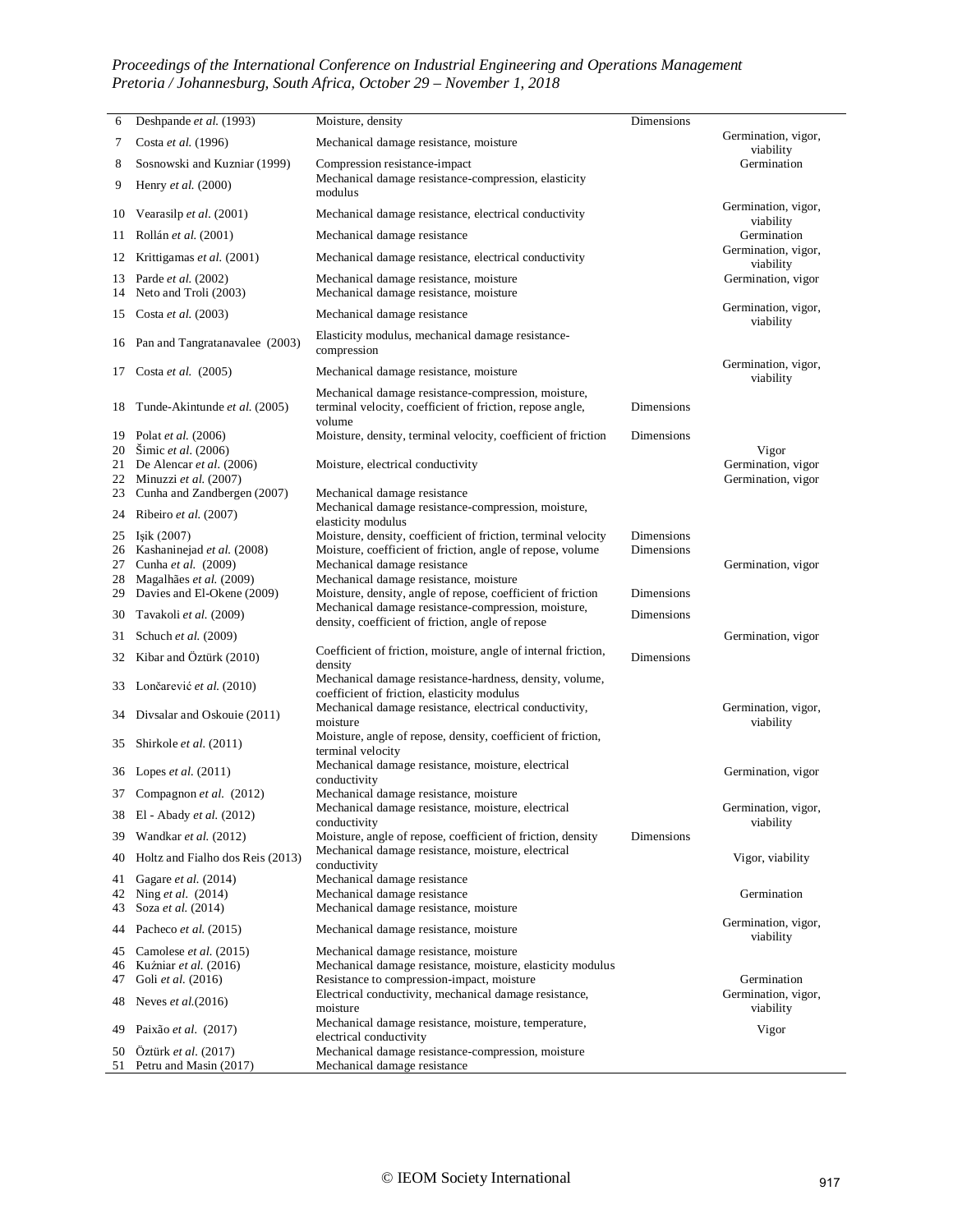| | | | | |
|---|---|---|---|---|
| 6 | Deshpande *et al.* (1993) | Moisture, density | Dimensions | |
| 7 | Costa *et al.* (1996) | Mechanical damage resistance, moisture | | Germination, vigor, viability |
| 8 | Sosnowski and Kuzniar (1999) | Compression resistance-impact | | Germination |
| 9 | Henry *et al.* (2000) | Mechanical damage resistance-compression, elasticity modulus | | |
| 10 | Vearasilp *et al.* (2001) | Mechanical damage resistance, electrical conductivity | | Germination, vigor, viability |
| 11 | Rollán *et al.* (2001) | Mechanical damage resistance | | Germination |
| 12 | Krittigamas *et al.* (2001) | Mechanical damage resistance, electrical conductivity | | Germination, vigor, viability |
| 13 | Parde *et al.* (2002) | Mechanical damage resistance, moisture | | Germination, vigor |
| 14 | Neto and Troli (2003) | Mechanical damage resistance, moisture | | |
| 15 | Costa *et al.* (2003) | Mechanical damage resistance | | Germination, vigor, viability |
| 16 | Pan and Tangratanavalee (2003) | Elasticity modulus, mechanical damage resistance-compression | | |
| 17 | Costa *et al.* (2005) | Mechanical damage resistance, moisture | | Germination, vigor, viability |
| 18 | Tunde-Akintunde *et al.* (2005) | Mechanical damage resistance-compression, moisture, terminal velocity, coefficient of friction, repose angle, volume | Dimensions | |
| 19 | Polat *et al.* (2006) | Moisture, density, terminal velocity, coefficient of friction | Dimensions | |
| 20 | Šimic *et al.* (2006) | | | Vigor |
| 21 | De Alencar *et al.* (2006) | Moisture, electrical conductivity | | Germination, vigor |
| 22 | Minuzzi *et al.* (2007) | | | Germination, vigor |
| 23 | Cunha and Zandbergen (2007) | Mechanical damage resistance | | |
| 24 | Ribeiro *et al.* (2007) | Mechanical damage resistance-compression, moisture, elasticity modulus | | |
| 25 | Işik (2007) | Moisture, density, coefficient of friction, terminal velocity | Dimensions | |
| 26 | Kashaninejad *et al.* (2008) | Moisture, coefficient of friction, angle of repose, volume | Dimensions | |
| 27 | Cunha *et al.* (2009) | Mechanical damage resistance | | Germination, vigor |
| 28 | Magalhães *et al.* (2009) | Mechanical damage resistance, moisture | | |
| 29 | Davies and El-Okene (2009) | Moisture, density, angle of repose, coefficient of friction | Dimensions | |
| 30 | Tavakoli *et al.* (2009) | Mechanical damage resistance-compression, moisture, density, coefficient of friction, angle of repose | Dimensions | |
| 31 | Schuch *et al.* (2009) | | | Germination, vigor |
| 32 | Kibar and Öztürk (2010) | Coefficient of friction, moisture, angle of internal friction, density | Dimensions | |
| 33 | Lončarević *et al.* (2010) | Mechanical damage resistance-hardness, density, volume, coefficient of friction, elasticity modulus | | |
| 34 | Divsalar and Oskouie (2011) | Mechanical damage resistance, electrical conductivity, moisture | | Germination, vigor, viability |
| 35 | Shirkole *et al.* (2011) | Moisture, angle of repose, density, coefficient of friction, terminal velocity | | |
| 36 | Lopes *et al.* (2011) | Mechanical damage resistance, moisture, electrical conductivity | | Germination, vigor |
| 37 | Compagnon *et al.* (2012) | Mechanical damage resistance, moisture | | |
| 38 | El - Abady *et al.* (2012) | Mechanical damage resistance, moisture, electrical conductivity | | Germination, vigor, viability |
| 39 | Wandkar *et al.* (2012) | Moisture, angle of repose, coefficient of friction, density | Dimensions | |
| 40 | Holtz and Fialho dos Reis (2013) | Mechanical damage resistance, moisture, electrical conductivity | | Vigor, viability |
| 41 | Gagare *et al.* (2014) | Mechanical damage resistance | | |
| 42 | Ning *et al.* (2014) | Mechanical damage resistance | | Germination |
| 43 | Soza *et al.* (2014) | Mechanical damage resistance, moisture | | |
| 44 | Pacheco *et al.* (2015) | Mechanical damage resistance, moisture | | Germination, vigor, viability |
| 45 | Camolese *et al.* (2015) | Mechanical damage resistance, moisture | | |
| 46 | Kuźniar *et al.* (2016) | Mechanical damage resistance, moisture, elasticity modulus | | |
| 47 | Goli *et al.* (2016) | Resistance to compression-impact, moisture | | Germination |
| 48 | Neves *et al.*(2016) | Electrical conductivity, mechanical damage resistance, moisture | | Germination, vigor, viability |
| 49 | Paixão *et al.* (2017) | Mechanical damage resistance, moisture, temperature, electrical conductivity | | Vigor |
| 50 | Öztürk *et al.* (2017) | Mechanical damage resistance-compression, moisture | | |
| 51 | Petru and Masin (2017) | Mechanical damage resistance | | |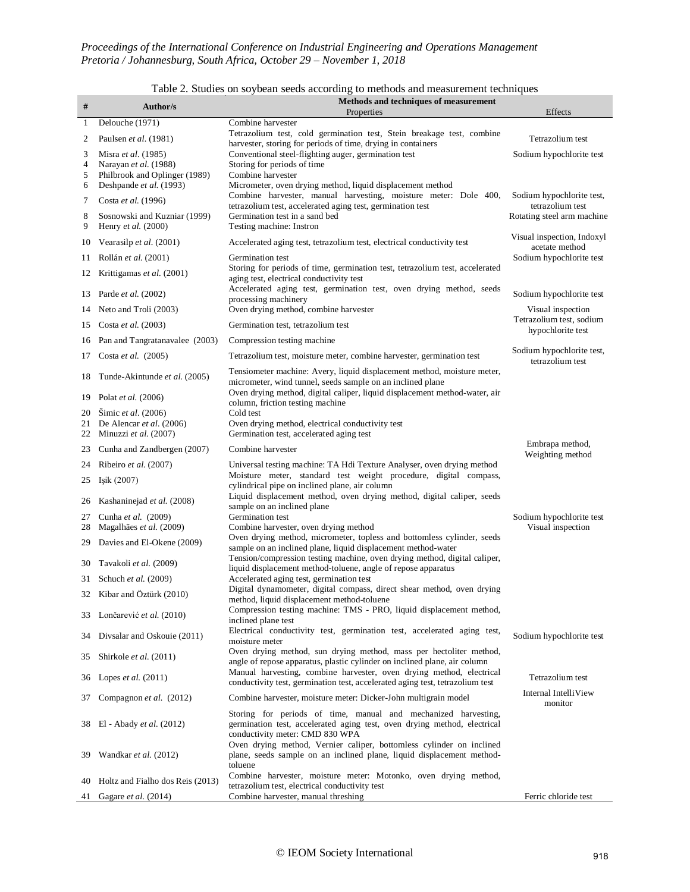Table 2. Studies on soybean seeds according to methods and measurement techniques

| # | Author/s | Methods and techniques of measurement | |
|---|---|---|---|
| | | Properties | Effects |
| 1 | Delouche (1971) | Combine harvester | |
| 2 | Paulsen *et al.* (1981) | Tetrazolium test, cold germination test, Stein breakage test, combine harvester, storing for periods of time, drying in containers | Tetrazolium test |
| 3 | Misra *et al.* (1985) | Conventional steel-flighting auger, germination test | Sodium hypochlorite test |
| 4 | Narayan *et al.* (1988) | Storing for periods of time | |
| 5 | Philbrook and Oplinger (1989) | Combine harvester | |
| 6 | Deshpande *et al.* (1993) | Micrometer, oven drying method, liquid displacement method | |
| 7 | Costa *et al.* (1996) | Combine harvester, manual harvesting, moisture meter: Dole 400, tetrazolium test, accelerated aging test, germination test | Sodium hypochlorite test, tetrazolium test |
| 8 | Sosnowski and Kuzniar (1999) | Germination test in a sand bed | Rotating steel arm machine |
| 9 | Henry *et al.* (2000) | Testing machine: Instron | |
| 10 | Vearasilp *et al.* (2001) | Accelerated aging test, tetrazolium test, electrical conductivity test | Visual inspection, Indoxyl acetate method |
| 11 | Rollán *et al.* (2001) | Germination test | Sodium hypochlorite test |
| 12 | Krittigamas *et al.* (2001) | Storing for periods of time, germination test, tetrazolium test, accelerated aging test, electrical conductivity test | |
| 13 | Parde *et al.* (2002) | Accelerated aging test, germination test, oven drying method, seeds processing machinery | Sodium hypochlorite test |
| 14 | Neto and Troli (2003) | Oven drying method, combine harvester | Visual inspection |
| 15 | Costa *et al.* (2003) | Germination test, tetrazolium test | Tetrazolium test, sodium hypochlorite test |
| 16 | Pan and Tangratanavalee (2003) | Compression testing machine | |
| 17 | Costa *et al.* (2005) | Tetrazolium test, moisture meter, combine harvester, germination test | Sodium hypochlorite test, tetrazolium test |
| 18 | Tunde-Akintunde *et al.* (2005) | Tensiometer machine: Avery, liquid displacement method, moisture meter, micrometer, wind tunnel, seeds sample on an inclined plane | |
| 19 | Polat *et al.* (2006) | Oven drying method, digital caliper, liquid displacement method-water, air column, friction testing machine | |
| 20 | Šimic *et al.* (2006) | Cold test | |
| 21 | De Alencar *et al.* (2006) | Oven drying method, electrical conductivity test | |
| 22 | Minuzzi *et al.* (2007) | Germination test, accelerated aging test | |
| 23 | Cunha and Zandbergen (2007) | Combine harvester | Embrapa method, Weighting method |
| 24 | Ribeiro *et al.* (2007) | Universal testing machine: TA Hdi Texture Analyser, oven drying method | |
| 25 | Işik (2007) | Moisture meter, standard test weight procedure, digital compass, cylindrical pipe on inclined plane, air column | |
| 26 | Kashaninejad *et al.* (2008) | Liquid displacement method, oven drying method, digital caliper, seeds sample on an inclined plane | |
| 27 | Cunha *et al.* (2009) | Germination test | Sodium hypochlorite test |
| 28 | Magalhães *et al.* (2009) | Combine harvester, oven drying method | Visual inspection |
| 29 | Davies and El-Okene (2009) | Oven drying method, micrometer, topless and bottomless cylinder, seeds sample on an inclined plane, liquid displacement method-water | |
| 30 | Tavakoli *et al.* (2009) | Tension/compression testing machine, oven drying method, digital caliper, liquid displacement method-toluene, angle of repose apparatus | |
| 31 | Schuch *et al.* (2009) | Accelerated aging test, germination test | |
| 32 | Kibar and Öztürk (2010) | Digital dynamometer, digital compass, direct shear method, oven drying method, liquid displacement method-toluene | |
| 33 | Lončarević *et al.* (2010) | Compression testing machine: TMS - PRO, liquid displacement method, inclined plane test | |
| 34 | Divsalar and Oskouie (2011) | Electrical conductivity test, germination test, accelerated aging test, moisture meter | Sodium hypochlorite test |
| 35 | Shirkole *et al.* (2011) | Oven drying method, sun drying method, mass per hectoliter method, angle of repose apparatus, plastic cylinder on inclined plane, air column | |
| 36 | Lopes *et al.* (2011) | Manual harvesting, combine harvester, oven drying method, electrical conductivity test, germination test, accelerated aging test, tetrazolium test | Tetrazolium test |
| 37 | Compagnon *et al.* (2012) | Combine harvester, moisture meter: Dicker-John multigrain model | Internal IntelliView monitor |
| 38 | El - Abady *et al.* (2012) | Storing for periods of time, manual and mechanized harvesting, germination test, accelerated aging test, oven drying method, electrical conductivity meter: CMD 830 WPA | |
| 39 | Wandkar *et al.* (2012) | Oven drying method, Vernier caliper, bottomless cylinder on inclined plane, seeds sample on an inclined plane, liquid displacement method-toluene | |
| 40 | Holtz and Fialho dos Reis (2013) | Combine harvester, moisture meter: Motonko, oven drying method, tetrazolium test, electrical conductivity test | |
| 41 | Gagare *et al.* (2014) | Combine harvester, manual threshing | Ferric chloride test |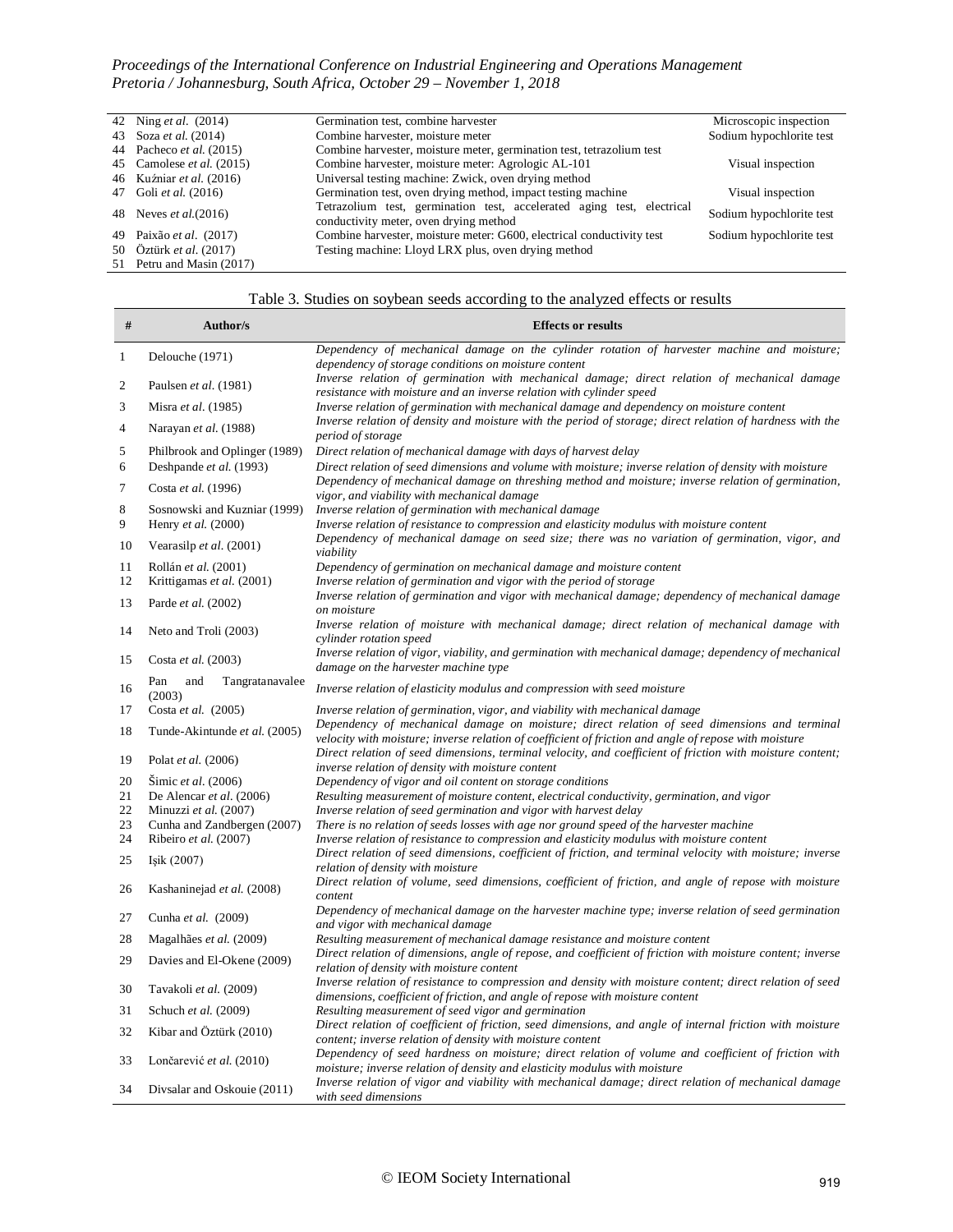| | | | |
|---|---|---|---|
| 42 | Ning *et al.* (2014) | Germination test, combine harvester | Microscopic inspection |
| 43 | Soza *et al.* (2014) | Combine harvester, moisture meter | Sodium hypochlorite test |
| 44 | Pacheco *et al.* (2015) | Combine harvester, moisture meter, germination test, tetrazolium test | |
| 45 | Camolese *et al.* (2015) | Combine harvester, moisture meter: Agrologic AL-101 | Visual inspection |
| 46 | Kuźniar *et al.* (2016) | Universal testing machine: Zwick, oven drying method | |
| 47 | Goli *et al.* (2016) | Germination test, oven drying method, impact testing machine | Visual inspection |
| 48 | Neves *et al.*(2016) | Tetrazolium test, germination test, accelerated aging test, electrical conductivity meter, oven drying method | Sodium hypochlorite test |
| 49 | Paixão *et al.* (2017) | Combine harvester, moisture meter: G600, electrical conductivity test | Sodium hypochlorite test |
| 50 | Öztürk *et al.* (2017) | Testing machine: Lloyd LRX plus, oven drying method | |
| 51 | Petru and Masin (2017) | | |

Table 3. Studies on soybean seeds according to the analyzed effects or results

| # | Author/s | Effects or results |
|---|---|---|
| 1 | Delouche (1971) | *Dependency of mechanical damage on the cylinder rotation of harvester machine and moisture; dependency of storage conditions on moisture content* |
| 2 | Paulsen *et al.* (1981) | *Inverse relation of germination with mechanical damage; direct relation of mechanical damage resistance with moisture and an inverse relation with cylinder speed* |
| 3 | Misra *et al.* (1985) | *Inverse relation of germination with mechanical damage and dependency on moisture content* |
| 4 | Narayan *et al.* (1988) | *Inverse relation of density and moisture with the period of storage; direct relation of hardness with the period of storage* |
| 5 | Philbrook and Oplinger (1989) | *Direct relation of mechanical damage with days of harvest delay* |
| 6 | Deshpande *et al.* (1993) | *Direct relation of seed dimensions and volume with moisture; inverse relation of density with moisture* |
| 7 | Costa *et al.* (1996) | *Dependency of mechanical damage on threshing method and moisture; inverse relation of germination, vigor, and viability with mechanical damage* |
| 8 | Sosnowski and Kuzniar (1999) | *Inverse relation of germination with mechanical damage* |
| 9 | Henry *et al.* (2000) | *Inverse relation of resistance to compression and elasticity modulus with moisture content* |
| 10 | Vearasilp *et al.* (2001) | *Dependency of mechanical damage on seed size; there was no variation of germination, vigor, and viability* |
| 11 | Rollán *et al.* (2001) | *Dependency of germination on mechanical damage and moisture content* |
| 12 | Krittigamas *et al.* (2001) | *Inverse relation of germination and vigor with the period of storage* |
| 13 | Parde *et al.* (2002) | *Inverse relation of germination and vigor with mechanical damage; dependency of mechanical damage on moisture* |
| 14 | Neto and Troli (2003) | *Inverse relation of moisture with mechanical damage; direct relation of mechanical damage with cylinder rotation speed* |
| 15 | Costa *et al.* (2003) | *Inverse relation of vigor, viability, and germination with mechanical damage; dependency of mechanical damage on the harvester machine type* |
| 16 | Pan and Tangratanavalee (2003) | *Inverse relation of elasticity modulus and compression with seed moisture* |
| 17 | Costa *et al.* (2005) | *Inverse relation of germination, vigor, and viability with mechanical damage* |
| 18 | Tunde-Akintunde *et al.* (2005) | *Dependency of mechanical damage on moisture; direct relation of seed dimensions and terminal velocity with moisture; inverse relation of coefficient of friction and angle of repose with moisture* |
| 19 | Polat *et al.* (2006) | *Direct relation of seed dimensions, terminal velocity, and coefficient of friction with moisture content; inverse relation of density with moisture content* |
| 20 | Šimic *et al.* (2006) | *Dependency of vigor and oil content on storage conditions* |
| 21 | De Alencar *et al.* (2006) | *Resulting measurement of moisture content, electrical conductivity, germination, and vigor* |
| 22 | Minuzzi *et al.* (2007) | *Inverse relation of seed germination and vigor with harvest delay* |
| 23 | Cunha and Zandbergen (2007) | *There is no relation of seeds losses with age nor ground speed of the harvester machine* |
| 24 | Ribeiro *et al.* (2007) | *Inverse relation of resistance to compression and elasticity modulus with moisture content* |
| 25 | Işik (2007) | *Direct relation of seed dimensions, coefficient of friction, and terminal velocity with moisture; inverse relation of density with moisture* |
| 26 | Kashaninejad *et al.* (2008) | *Direct relation of volume, seed dimensions, coefficient of friction, and angle of repose with moisture content* |
| 27 | Cunha *et al.* (2009) | *Dependency of mechanical damage on the harvester machine type; inverse relation of seed germination and vigor with mechanical damage* |
| 28 | Magalhães *et al.* (2009) | *Resulting measurement of mechanical damage resistance and moisture content* |
| 29 | Davies and El-Okene (2009) | *Direct relation of dimensions, angle of repose, and coefficient of friction with moisture content; inverse relation of density with moisture content* |
| 30 | Tavakoli *et al.* (2009) | *Inverse relation of resistance to compression and density with moisture content; direct relation of seed dimensions, coefficient of friction, and angle of repose with moisture content* |
| 31 | Schuch *et al.* (2009) | *Resulting measurement of seed vigor and germination* |
| 32 | Kibar and Öztürk (2010) | *Direct relation of coefficient of friction, seed dimensions, and angle of internal friction with moisture content; inverse relation of density with moisture content* |
| 33 | Lončarević *et al.* (2010) | *Dependency of seed hardness on moisture; direct relation of volume and coefficient of friction with moisture; inverse relation of density and elasticity modulus with moisture* |
| 34 | Divsalar and Oskouie (2011) | *Inverse relation of vigor and viability with mechanical damage; direct relation of mechanical damage with seed dimensions* |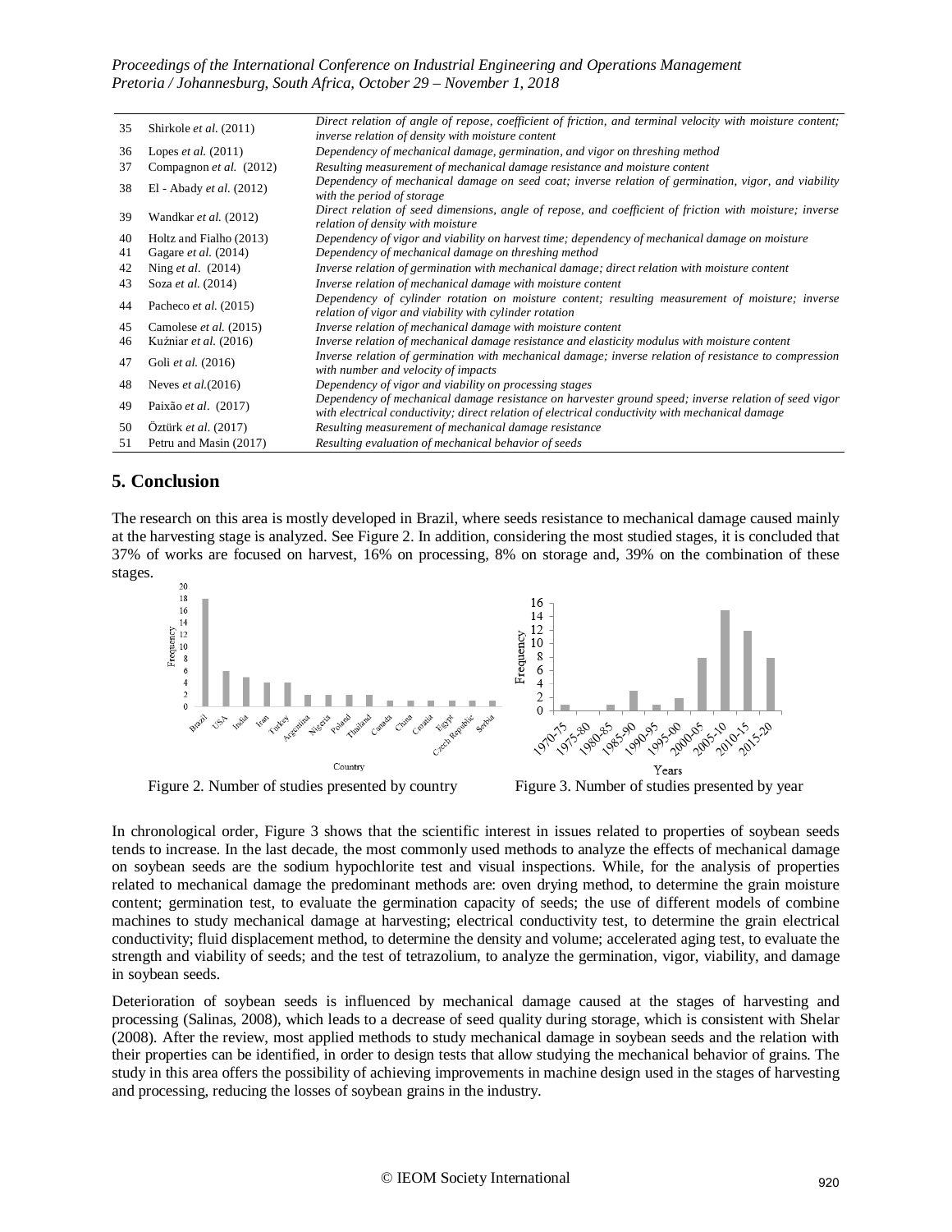| | | |
|---|---|---|
| 35 | Shirkole *et al.* (2011) | *Direct relation of angle of repose, coefficient of friction, and terminal velocity with moisture content; inverse relation of density with moisture content* |
| 36 | Lopes *et al.* (2011) | *Dependency of mechanical damage, germination, and vigor on threshing method* |
| 37 | Compagnon *et al.* (2012) | *Resulting measurement of mechanical damage resistance and moisture content* |
| 38 | El - Abady *et al.* (2012) | *Dependency of mechanical damage on seed coat; inverse relation of germination, vigor, and viability with the period of storage* |
| 39 | Wandkar *et al.* (2012) | *Direct relation of seed dimensions, angle of repose, and coefficient of friction with moisture; inverse relation of density with moisture* |
| 40 | Holtz and Fialho (2013) | *Dependency of vigor and viability on harvest time; dependency of mechanical damage on moisture* |
| 41 | Gagare *et al.* (2014) | *Dependency of mechanical damage on threshing method* |
| 42 | Ning *et al.* (2014) | *Inverse relation of germination with mechanical damage; direct relation with moisture content* |
| 43 | Soza *et al.* (2014) | *Inverse relation of mechanical damage with moisture content* |
| 44 | Pacheco *et al.* (2015) | *Dependency of cylinder rotation on moisture content; resulting measurement of moisture; inverse relation of vigor and viability with cylinder rotation* |
| 45 | Camolese *et al.* (2015) | *Inverse relation of mechanical damage with moisture content* |
| 46 | Kuźniar *et al.* (2016) | *Inverse relation of mechanical damage resistance and elasticity modulus with moisture content* |
| 47 | Goli *et al.* (2016) | *Inverse relation of germination with mechanical damage; inverse relation of resistance to compression with number and velocity of impacts* |
| 48 | Neves *et al.*(2016) | *Dependency of vigor and viability on processing stages* |
| 49 | Paixão *et al.* (2017) | *Dependency of mechanical damage resistance on harvester ground speed; inverse relation of seed vigor with electrical conductivity; direct relation of electrical conductivity with mechanical damage* |
| 50 | Öztürk *et al.* (2017) | *Resulting measurement of mechanical damage resistance* |
| 51 | Petru and Masin (2017) | *Resulting evaluation of mechanical behavior of seeds* |

## 5. Conclusion

The research on this area is mostly developed in Brazil, where seeds resistance to mechanical damage caused mainly at the harvesting stage is analyzed. See Figure 2. In addition, considering the most studied stages, it is concluded that 37% of works are focused on harvest, 16% on processing, 8% on storage and, 39% on the combination of these stages.

Figure 2. Number of studies presented by country

Figure 3. Number of studies presented by year

In chronological order, Figure 3 shows that the scientific interest in issues related to properties of soybean seeds tends to increase. In the last decade, the most commonly used methods to analyze the effects of mechanical damage on soybean seeds are the sodium hypochlorite test and visual inspections. While, for the analysis of properties related to mechanical damage the predominant methods are: oven drying method, to determine the grain moisture content; germination test, to evaluate the germination capacity of seeds; the use of different models of combine machines to study mechanical damage at harvesting; electrical conductivity test, to determine the grain electrical conductivity; fluid displacement method, to determine the density and volume; accelerated aging test, to evaluate the strength and viability of seeds; and the test of tetrazolium, to analyze the germination, vigor, viability, and damage in soybean seeds.

Deterioration of soybean seeds is influenced by mechanical damage caused at the stages of harvesting and processing (Salinas, 2008), which leads to a decrease of seed quality during storage, which is consistent with Shelar (2008). After the review, most applied methods to study mechanical damage in soybean seeds and the relation with their properties can be identified, in order to design tests that allow studying the mechanical behavior of grains. The study in this area offers the possibility of achieving improvements in machine design used in the stages of harvesting and processing, reducing the losses of soybean grains in the industry.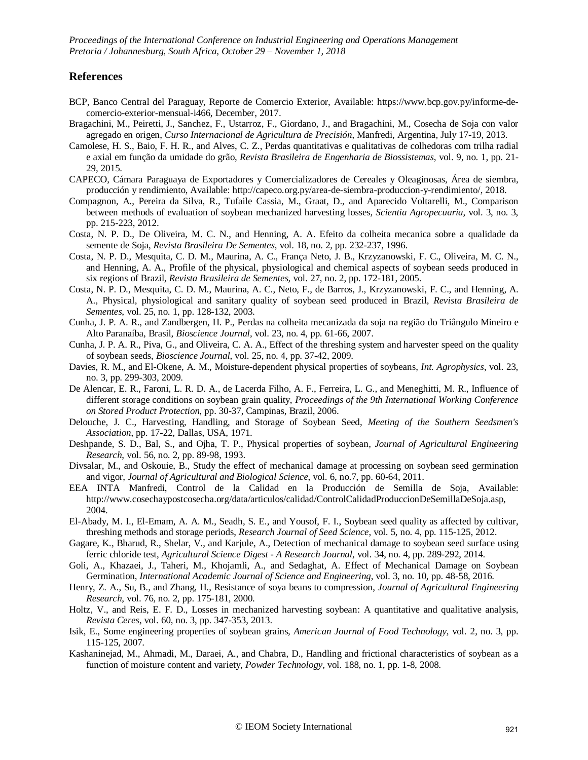## References

BCP, Banco Central del Paraguay, Reporte de Comercio Exterior, Available: https://www.bcp.gov.py/informe-de-comercio-exterior-mensual-i466, December, 2017.

Bragachini, M., Peiretti, J., Sanchez, F., Ustarroz, F., Giordano, J., and Bragachini, M., Cosecha de Soja con valor agregado en origen, *Curso Internacional de Agricultura de Precisión*, Manfredi, Argentina, July 17-19, 2013.

Camolese, H. S., Baio, F. H. R., and Alves, C. Z., Perdas quantitativas e qualitativas de colhedoras com trilha radial e axial em função da umidade do grão, *Revista Brasileira de Engenharia de Biossistemas*, vol. 9, no. 1, pp. 21-29, 2015.

CAPECO, Cámara Paraguaya de Exportadores y Comercializadores de Cereales y Oleaginosas, Área de siembra, producción y rendimiento, Available: http://capeco.org.py/area-de-siembra-produccion-y-rendimiento/, 2018.

Compagnon, A., Pereira da Silva, R., Tufaile Cassia, M., Graat, D., and Aparecido Voltarelli, M., Comparison between methods of evaluation of soybean mechanized harvesting losses, *Scientia Agropecuaria*, vol. 3, no. 3, pp. 215-223, 2012.

Costa, N. P. D., De Oliveira, M. C. N., and Henning, A. A. Efeito da colheita mecanica sobre a qualidade da semente de Soja, *Revista Brasileira De Sementes*, vol. 18, no. 2, pp. 232-237, 1996.

Costa, N. P. D., Mesquita, C. D. M., Maurina, A. C., França Neto, J. B., Krzyzanowski, F. C., Oliveira, M. C. N., and Henning, A. A., Profile of the physical, physiological and chemical aspects of soybean seeds produced in six regions of Brazil, *Revista Brasileira de Sementes*, vol. 27, no. 2, pp. 172-181, 2005.

Costa, N. P. D., Mesquita, C. D. M., Maurina, A. C., Neto, F., de Barros, J., Krzyzanowski, F. C., and Henning, A. A., Physical, physiological and sanitary quality of soybean seed produced in Brazil, *Revista Brasileira de Sementes*, vol. 25, no. 1, pp. 128-132, 2003.

Cunha, J. P. A. R., and Zandbergen, H. P., Perdas na colheita mecanizada da soja na região do Triângulo Mineiro e Alto Paranaíba, Brasil, *Bioscience Journal*, vol. 23, no. 4, pp. 61-66, 2007.

Cunha, J. P. A. R., Piva, G., and Oliveira, C. A. A., Effect of the threshing system and harvester speed on the quality of soybean seeds, *Bioscience Journal*, vol. 25, no. 4, pp. 37-42, 2009.

Davies, R. M., and El-Okene, A. M., Moisture-dependent physical properties of soybeans, *Int. Agrophysics*, vol. 23, no. 3, pp. 299-303, 2009.

De Alencar, E. R., Faroni, L. R. D. A., de Lacerda Filho, A. F., Ferreira, L. G., and Meneghitti, M. R., Influence of different storage conditions on soybean grain quality, *Proceedings of the 9th International Working Conference on Stored Product Protection*, pp. 30-37, Campinas, Brazil, 2006.

Delouche, J. C., Harvesting, Handling, and Storage of Soybean Seed, *Meeting of the Southern Seedsmen's Association*, pp. 17-22, Dallas, USA, 1971.

Deshpande, S. D., Bal, S., and Ojha, T. P., Physical properties of soybean, *Journal of Agricultural Engineering Research*, vol. 56, no. 2, pp. 89-98, 1993.

Divsalar, M., and Oskouie, B., Study the effect of mechanical damage at processing on soybean seed germination and vigor, *Journal of Agricultural and Biological Science*, vol. 6, no.7, pp. 60-64, 2011.

EEA INTA Manfredi, Control de la Calidad en la Producción de Semilla de Soja, Available: http://www.cosechaypostcosecha.org/data/articulos/calidad/ControlCalidadProduccionDeSemillaDeSoja.asp, 2004.

El-Abady, M. I., El-Emam, A. A. M., Seadh, S. E., and Yousof, F. I., Soybean seed quality as affected by cultivar, threshing methods and storage periods, *Research Journal of Seed Science*, vol. 5, no. 4, pp. 115-125, 2012.

Gagare, K., Bharud, R., Shelar, V., and Karjule, A., Detection of mechanical damage to soybean seed surface using ferric chloride test, *Agricultural Science Digest - A Research Journal*, vol. 34, no. 4, pp. 289-292, 2014.

Goli, A., Khazaei, J., Taheri, M., Khojamli, A., and Sedaghat, A. Effect of Mechanical Damage on Soybean Germination, *International Academic Journal of Science and Engineering*, vol. 3, no. 10, pp. 48-58, 2016.

Henry, Z. A., Su, B., and Zhang, H., Resistance of soya beans to compression, *Journal of Agricultural Engineering Research*, vol. 76, no. 2, pp. 175-181, 2000.

Holtz, V., and Reis, E. F. D., Losses in mechanized harvesting soybean: A quantitative and qualitative analysis, *Revista Ceres*, vol. 60, no. 3, pp. 347-353, 2013.

Isik, E., Some engineering properties of soybean grains, *American Journal of Food Technology*, vol. 2, no. 3, pp. 115-125, 2007.

Kashaninejad, M., Ahmadi, M., Daraei, A., and Chabra, D., Handling and frictional characteristics of soybean as a function of moisture content and variety, *Powder Technology*, vol. 188, no. 1, pp. 1-8, 2008.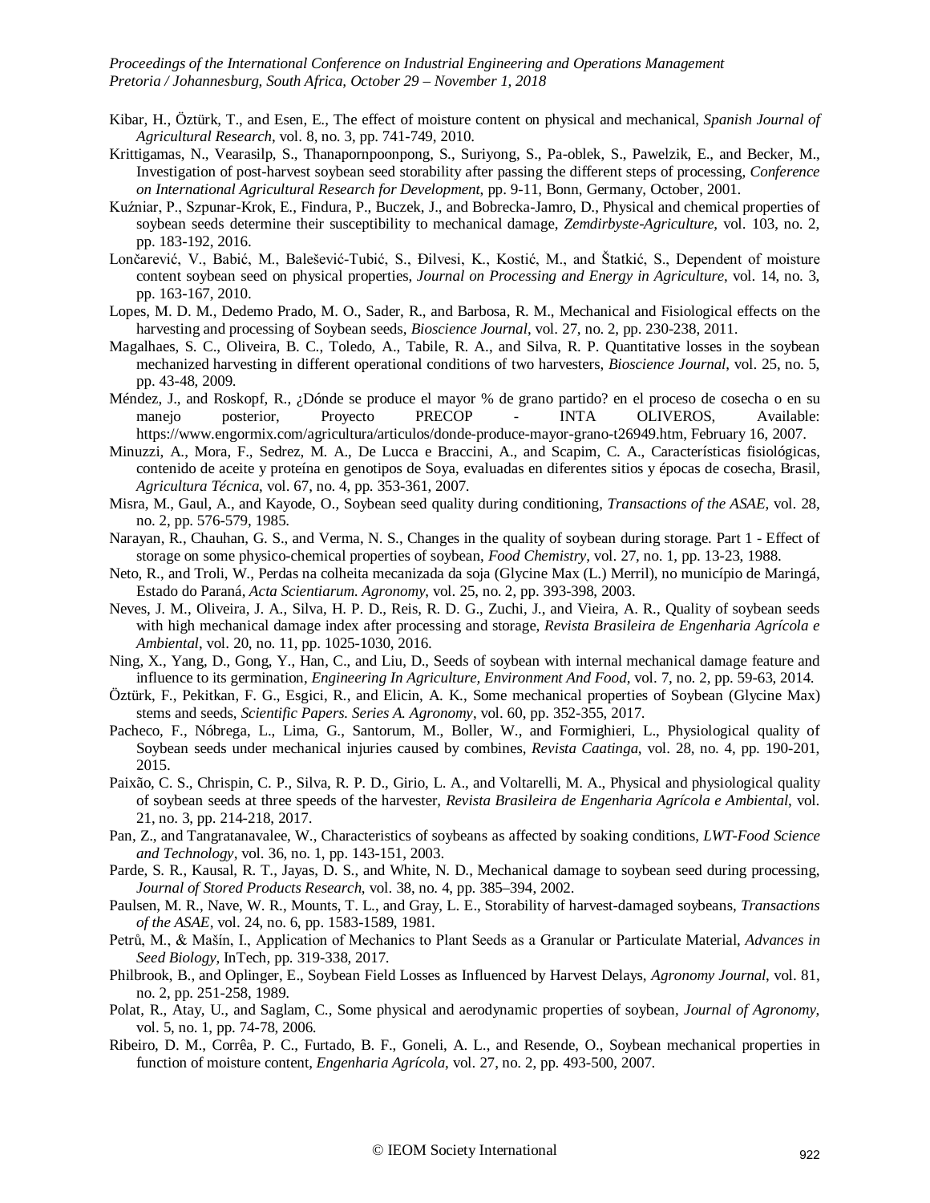Kibar, H., Öztürk, T., and Esen, E., The effect of moisture content on physical and mechanical, *Spanish Journal of Agricultural Research*, vol. 8, no. 3, pp. 741-749, 2010.

Krittigamas, N., Vearasilp, S., Thanapornpoonpong, S., Suriyong, S., Pa-oblek, S., Pawelzik, E., and Becker, M., Investigation of post-harvest soybean seed storability after passing the different steps of processing, *Conference on International Agricultural Research for Development*, pp. 9-11, Bonn, Germany, October, 2001.

Kuźniar, P., Szpunar-Krok, E., Findura, P., Buczek, J., and Bobrecka-Jamro, D., Physical and chemical properties of soybean seeds determine their susceptibility to mechanical damage, *Zemdirbyste-Agriculture*, vol. 103, no. 2, pp. 183-192, 2016.

Lončarević, V., Babić, M., Balešević-Tubić, S., Đilvesi, K., Kostić, M., and Štatkić, S., Dependent of moisture content soybean seed on physical properties, *Journal on Processing and Energy in Agriculture*, vol. 14, no. 3, pp. 163-167, 2010.

Lopes, M. D. M., Dedemo Prado, M. O., Sader, R., and Barbosa, R. M., Mechanical and Fisiological effects on the harvesting and processing of Soybean seeds, *Bioscience Journal*, vol. 27, no. 2, pp. 230-238, 2011.

Magalhaes, S. C., Oliveira, B. C., Toledo, A., Tabile, R. A., and Silva, R. P. Quantitative losses in the soybean mechanized harvesting in different operational conditions of two harvesters, *Bioscience Journal*, vol. 25, no. 5, pp. 43-48, 2009.

Méndez, J., and Roskopf, R., ¿Dónde se produce el mayor % de grano partido? en el proceso de cosecha o en su manejo posterior, Proyecto PRECOP - INTA OLIVEROS, Available: https://www.engormix.com/agricultura/articulos/donde-produce-mayor-grano-t26949.htm, February 16, 2007.

Minuzzi, A., Mora, F., Sedrez, M. A., De Lucca e Braccini, A., and Scapim, C. A., Características fisiológicas, contenido de aceite y proteína en genotipos de Soya, evaluadas en diferentes sitios y épocas de cosecha, Brasil, *Agricultura Técnica*, vol. 67, no. 4, pp. 353-361, 2007.

Misra, M., Gaul, A., and Kayode, O., Soybean seed quality during conditioning, *Transactions of the ASAE*, vol. 28, no. 2, pp. 576-579, 1985.

Narayan, R., Chauhan, G. S., and Verma, N. S., Changes in the quality of soybean during storage. Part 1 - Effect of storage on some physico-chemical properties of soybean, *Food Chemistry*, vol. 27, no. 1, pp. 13-23, 1988.

Neto, R., and Troli, W., Perdas na colheita mecanizada da soja (Glycine Max (L.) Merril), no município de Maringá, Estado do Paraná, *Acta Scientiarum. Agronomy*, vol. 25, no. 2, pp. 393-398, 2003.

Neves, J. M., Oliveira, J. A., Silva, H. P. D., Reis, R. D. G., Zuchi, J., and Vieira, A. R., Quality of soybean seeds with high mechanical damage index after processing and storage, *Revista Brasileira de Engenharia Agrícola e Ambiental*, vol. 20, no. 11, pp. 1025-1030, 2016.

Ning, X., Yang, D., Gong, Y., Han, C., and Liu, D., Seeds of soybean with internal mechanical damage feature and influence to its germination, *Engineering In Agriculture, Environment And Food*, vol. 7, no. 2, pp. 59-63, 2014.

Öztürk, F., Pekitkan, F. G., Esgici, R., and Elicin, A. K., Some mechanical properties of Soybean (Glycine Max) stems and seeds, *Scientific Papers. Series A. Agronomy*, vol. 60, pp. 352-355, 2017.

Pacheco, F., Nóbrega, L., Lima, G., Santorum, M., Boller, W., and Formighieri, L., Physiological quality of Soybean seeds under mechanical injuries caused by combines, *Revista Caatinga*, vol. 28, no. 4, pp. 190-201, 2015.

Paixão, C. S., Chrispin, C. P., Silva, R. P. D., Girio, L. A., and Voltarelli, M. A., Physical and physiological quality of soybean seeds at three speeds of the harvester, *Revista Brasileira de Engenharia Agrícola e Ambiental*, vol. 21, no. 3, pp. 214-218, 2017.

Pan, Z., and Tangratanavalee, W., Characteristics of soybeans as affected by soaking conditions, *LWT-Food Science and Technology*, vol. 36, no. 1, pp. 143-151, 2003.

Parde, S. R., Kausal, R. T., Jayas, D. S., and White, N. D., Mechanical damage to soybean seed during processing, *Journal of Stored Products Research*, vol. 38, no. 4, pp. 385–394, 2002.

Paulsen, M. R., Nave, W. R., Mounts, T. L., and Gray, L. E., Storability of harvest-damaged soybeans, *Transactions of the ASAE*, vol. 24, no. 6, pp. 1583-1589, 1981.

Petrů, M., & Mašín, I., Application of Mechanics to Plant Seeds as a Granular or Particulate Material, *Advances in Seed Biology*, InTech, pp. 319-338, 2017.

Philbrook, B., and Oplinger, E., Soybean Field Losses as Influenced by Harvest Delays, *Agronomy Journal*, vol. 81, no. 2, pp. 251-258, 1989.

Polat, R., Atay, U., and Saglam, C., Some physical and aerodynamic properties of soybean, *Journal of Agronomy*, vol. 5, no. 1, pp. 74-78, 2006.

Ribeiro, D. M., Corrêa, P. C., Furtado, B. F., Goneli, A. L., and Resende, O., Soybean mechanical properties in function of moisture content, *Engenharia Agrícola*, vol. 27, no. 2, pp. 493-500, 2007.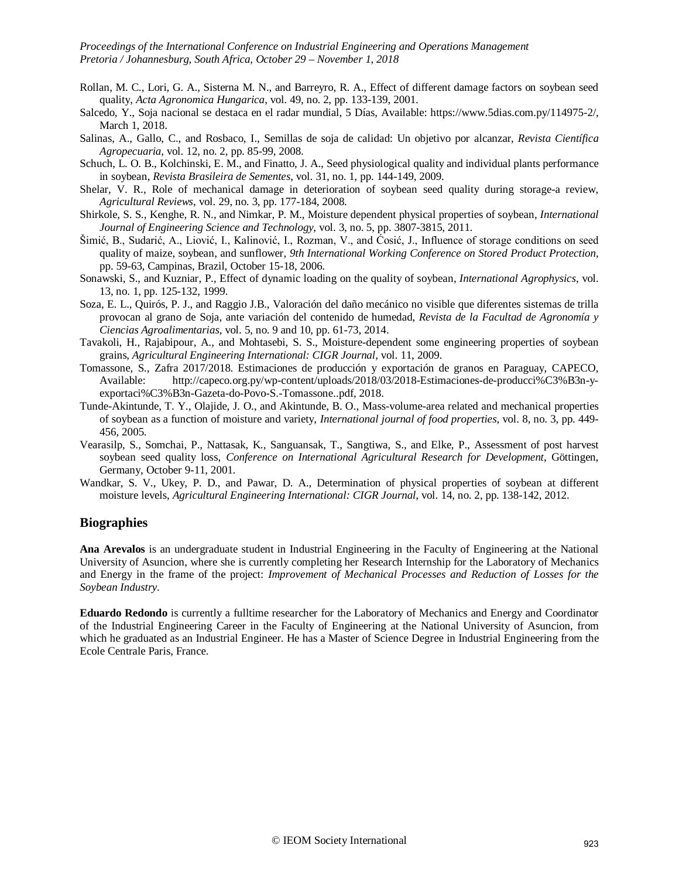Rollan, M. C., Lori, G. A., Sisterna M. N., and Barreyro, R. A., Effect of different damage factors on soybean seed quality, *Acta Agronomica Hungarica*, vol. 49, no. 2, pp. 133-139, 2001.

Salcedo, Y., Soja nacional se destaca en el radar mundial, 5 Días, Available: https://www.5dias.com.py/114975-2/, March 1, 2018.

Salinas, A., Gallo, C., and Rosbaco, I., Semillas de soja de calidad: Un objetivo por alcanzar, *Revista Científica Agropecuaria*, vol. 12, no. 2, pp. 85-99, 2008.

Schuch, L. O. B., Kolchinski, E. M., and Finatto, J. A., Seed physiological quality and individual plants performance in soybean, *Revista Brasileira de Sementes*, vol. 31, no. 1, pp. 144-149, 2009.

Shelar, V. R., Role of mechanical damage in deterioration of soybean seed quality during storage-a review, *Agricultural Reviews*, vol. 29, no. 3, pp. 177-184, 2008.

Shirkole, S. S., Kenghe, R. N., and Nimkar, P. M., Moisture dependent physical properties of soybean, *International Journal of Engineering Science and Technology*, vol. 3, no. 5, pp. 3807-3815, 2011.

Šimić, B., Sudarić, A., Liović, I., Kalinović, I., Rozman, V., and Ćosić, J., Influence of storage conditions on seed quality of maize, soybean, and sunflower, *9th International Working Conference on Stored Product Protection*, pp. 59-63, Campinas, Brazil, October 15-18, 2006.

Sonawski, S., and Kuzniar, P., Effect of dynamic loading on the quality of soybean, *International Agrophysics*, vol. 13, no. 1, pp. 125-132, 1999.

Soza, E. L., Quirós, P. J., and Raggio J.B., Valoración del daño mecánico no visible que diferentes sistemas de trilla provocan al grano de Soja, ante variación del contenido de humedad, *Revista de la Facultad de Agronomía y Ciencias Agroalimentarias*, vol. 5, no. 9 and 10, pp. 61-73, 2014.

Tavakoli, H., Rajabipour, A., and Mohtasebi, S. S., Moisture-dependent some engineering properties of soybean grains, *Agricultural Engineering International: CIGR Journal*, vol. 11, 2009.

Tomassone, S., Zafra 2017/2018. Estimaciones de producción y exportación de granos en Paraguay, CAPECO, Available: http://capeco.org.py/wp-content/uploads/2018/03/2018-Estimaciones-de-producci%C3%B3n-y-exportaci%C3%B3n-Gazeta-do-Povo-S.-Tomassone..pdf, 2018.

Tunde-Akintunde, T. Y., Olajide, J. O., and Akintunde, B. O., Mass-volume-area related and mechanical properties of soybean as a function of moisture and variety, *International journal of food properties*, vol. 8, no. 3, pp. 449-456, 2005.

Vearasilp, S., Somchai, P., Nattasak, K., Sanguansak, T., Sangtiwa, S., and Elke, P., Assessment of post harvest soybean seed quality loss, *Conference on International Agricultural Research for Development*, Göttingen, Germany, October 9-11, 2001.

Wandkar, S. V., Ukey, P. D., and Pawar, D. A., Determination of physical properties of soybean at different moisture levels, *Agricultural Engineering International: CIGR Journal*, vol. 14, no. 2, pp. 138-142, 2012.

## Biographies

**Ana Arevalos** is an undergraduate student in Industrial Engineering in the Faculty of Engineering at the National University of Asuncion, where she is currently completing her Research Internship for the Laboratory of Mechanics and Energy in the frame of the project: *Improvement of Mechanical Processes and Reduction of Losses for the Soybean Industry*.

**Eduardo Redondo** is currently a fulltime researcher for the Laboratory of Mechanics and Energy and Coordinator of the Industrial Engineering Career in the Faculty of Engineering at the National University of Asuncion, from which he graduated as an Industrial Engineer. He has a Master of Science Degree in Industrial Engineering from the Ecole Centrale Paris, France.